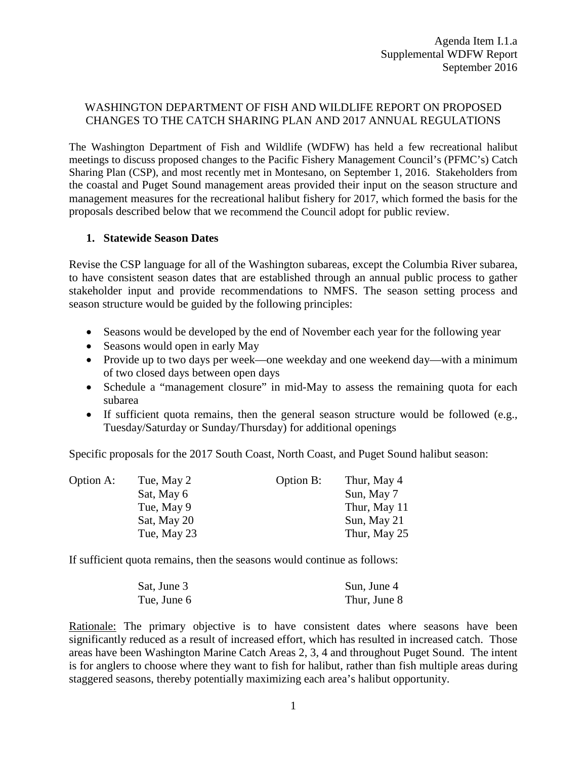Agenda Item I.1.a
Supplemental WDFW Report
September 2016

WASHINGTON DEPARTMENT OF FISH AND WILDLIFE REPORT ON PROPOSED CHANGES TO THE CATCH SHARING PLAN AND 2017 ANNUAL REGULATIONS

The Washington Department of Fish and Wildlife (WDFW) has held a few recreational halibut meetings to discuss proposed changes to the Pacific Fishery Management Council's (PFMC's) Catch Sharing Plan (CSP), and most recently met in Montesano, on September 1, 2016. Stakeholders from the coastal and Puget Sound management areas provided their input on the season structure and management measures for the recreational halibut fishery for 2017, which formed the basis for the proposals described below that we recommend the Council adopt for public review.

**1. Statewide Season Dates**

Revise the CSP language for all of the Washington subareas, except the Columbia River subarea, to have consistent season dates that are established through an annual public process to gather stakeholder input and provide recommendations to NMFS. The season setting process and season structure would be guided by the following principles:

- Seasons would be developed by the end of November each year for the following year
- Seasons would open in early May
- Provide up to two days per week—one weekday and one weekend day—with a minimum of two closed days between open days
- Schedule a "management closure" in mid-May to assess the remaining quota for each subarea
- If sufficient quota remains, then the general season structure would be followed (e.g., Tuesday/Saturday or Sunday/Thursday) for additional openings

Specific proposals for the 2017 South Coast, North Coast, and Puget Sound halibut season:

| Option A: | Option B: |
|---|---|
| Tue, May 2 | Thur, May 4 |
| Sat, May 6 | Sun, May 7 |
| Tue, May 9 | Thur, May 11 |
| Sat, May 20 | Sun, May 21 |
| Tue, May 23 | Thur, May 25 |

If sufficient quota remains, then the seasons would continue as follows:

| Option A | Option B |
|---|---|
| Sat, June 3 | Sun, June 4 |
| Tue, June 6 | Thur, June 8 |

Rationale: The primary objective is to have consistent dates where seasons have been significantly reduced as a result of increased effort, which has resulted in increased catch. Those areas have been Washington Marine Catch Areas 2, 3, 4 and throughout Puget Sound. The intent is for anglers to choose where they want to fish for halibut, rather than fish multiple areas during staggered seasons, thereby potentially maximizing each area's halibut opportunity.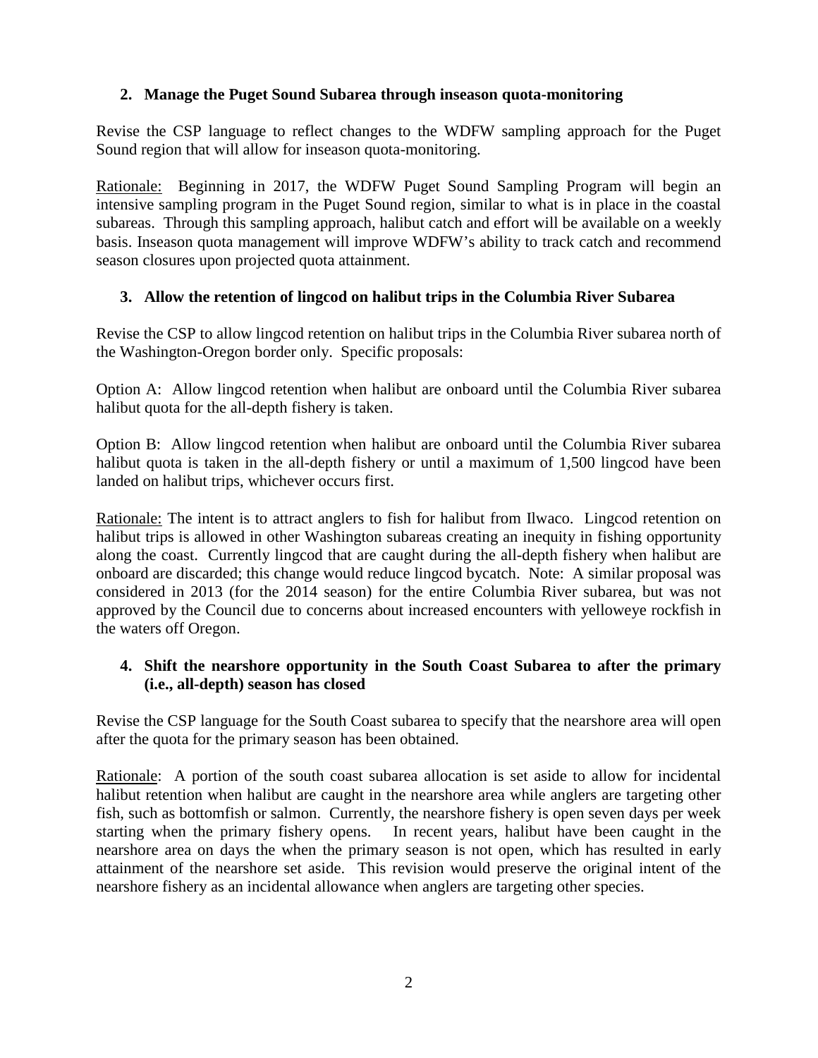**2. Manage the Puget Sound Subarea through inseason quota-monitoring**

Revise the CSP language to reflect changes to the WDFW sampling approach for the Puget Sound region that will allow for inseason quota-monitoring.

<u>Rationale:</u> Beginning in 2017, the WDFW Puget Sound Sampling Program will begin an intensive sampling program in the Puget Sound region, similar to what is in place in the coastal subareas. Through this sampling approach, halibut catch and effort will be available on a weekly basis. Inseason quota management will improve WDFW's ability to track catch and recommend season closures upon projected quota attainment.

**3. Allow the retention of lingcod on halibut trips in the Columbia River Subarea**

Revise the CSP to allow lingcod retention on halibut trips in the Columbia River subarea north of the Washington-Oregon border only. Specific proposals:

Option A: Allow lingcod retention when halibut are onboard until the Columbia River subarea halibut quota for the all-depth fishery is taken.

Option B: Allow lingcod retention when halibut are onboard until the Columbia River subarea halibut quota is taken in the all-depth fishery or until a maximum of 1,500 lingcod have been landed on halibut trips, whichever occurs first.

<u>Rationale:</u> The intent is to attract anglers to fish for halibut from Ilwaco. Lingcod retention on halibut trips is allowed in other Washington subareas creating an inequity in fishing opportunity along the coast. Currently lingcod that are caught during the all-depth fishery when halibut are onboard are discarded; this change would reduce lingcod bycatch. Note: A similar proposal was considered in 2013 (for the 2014 season) for the entire Columbia River subarea, but was not approved by the Council due to concerns about increased encounters with yelloweye rockfish in the waters off Oregon.

**4. Shift the nearshore opportunity in the South Coast Subarea to after the primary (i.e., all-depth) season has closed**

Revise the CSP language for the South Coast subarea to specify that the nearshore area will open after the quota for the primary season has been obtained.

<u>Rationale</u>: A portion of the south coast subarea allocation is set aside to allow for incidental halibut retention when halibut are caught in the nearshore area while anglers are targeting other fish, such as bottomfish or salmon. Currently, the nearshore fishery is open seven days per week starting when the primary fishery opens. In recent years, halibut have been caught in the nearshore area on days the when the primary season is not open, which has resulted in early attainment of the nearshore set aside. This revision would preserve the original intent of the nearshore fishery as an incidental allowance when anglers are targeting other species.